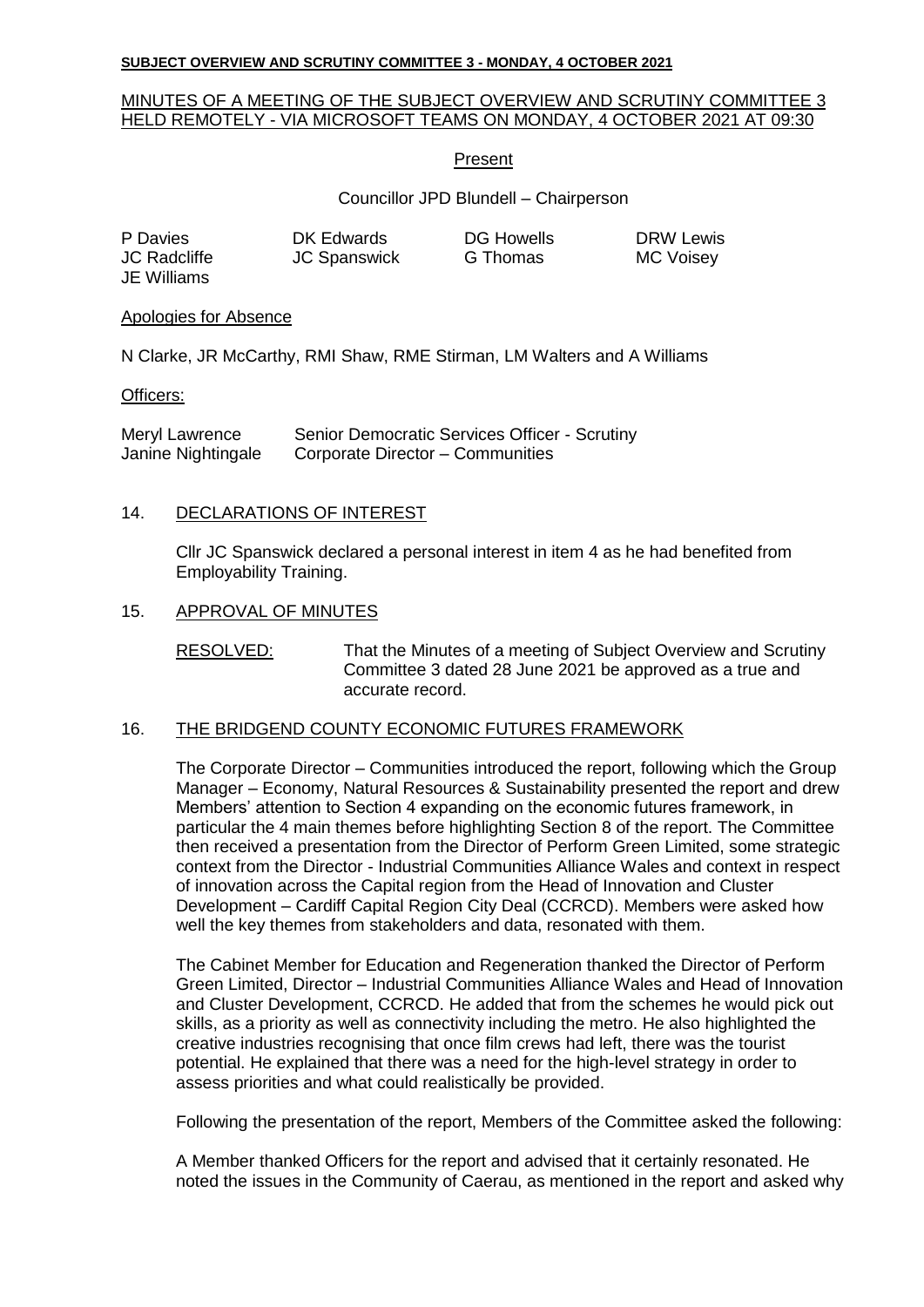**SUBJECT OVERVIEW AND SCRUTINY COMMITTEE 3 - MONDAY, 4 OCTOBER 2021**

MINUTES OF A MEETING OF THE SUBJECT OVERVIEW AND SCRUTINY COMMITTEE 3 HELD REMOTELY - VIA MICROSOFT TEAMS ON MONDAY, 4 OCTOBER 2021 AT 09:30

Present

Councillor JPD Blundell – Chairperson

| | | | |
|---|---|---|---|
| P Davies | DK Edwards | DG Howells | DRW Lewis |
| JC Radcliffe | JC Spanswick | G Thomas | MC Voisey |
| JE Williams | | | |

Apologies for Absence

N Clarke, JR McCarthy, RMI Shaw, RME Stirman, LM Walters and A Williams

Officers:

| | |
|---|---|
| Meryl Lawrence | Senior Democratic Services Officer - Scrutiny |
| Janine Nightingale | Corporate Director – Communities |

14. DECLARATIONS OF INTEREST

Cllr JC Spanswick declared a personal interest in item 4 as he had benefited from Employability Training.

15. APPROVAL OF MINUTES

RESOLVED: That the Minutes of a meeting of Subject Overview and Scrutiny Committee 3 dated 28 June 2021 be approved as a true and accurate record.

16. THE BRIDGEND COUNTY ECONOMIC FUTURES FRAMEWORK

The Corporate Director – Communities introduced the report, following which the Group Manager – Economy, Natural Resources & Sustainability presented the report and drew Members' attention to Section 4 expanding on the economic futures framework, in particular the 4 main themes before highlighting Section 8 of the report. The Committee then received a presentation from the Director of Perform Green Limited, some strategic context from the Director - Industrial Communities Alliance Wales and context in respect of innovation across the Capital region from the Head of Innovation and Cluster Development – Cardiff Capital Region City Deal (CCRCD). Members were asked how well the key themes from stakeholders and data, resonated with them.

The Cabinet Member for Education and Regeneration thanked the Director of Perform Green Limited, Director – Industrial Communities Alliance Wales and Head of Innovation and Cluster Development, CCRCD. He added that from the schemes he would pick out skills, as a priority as well as connectivity including the metro. He also highlighted the creative industries recognising that once film crews had left, there was the tourist potential. He explained that there was a need for the high-level strategy in order to assess priorities and what could realistically be provided.

Following the presentation of the report, Members of the Committee asked the following:

A Member thanked Officers for the report and advised that it certainly resonated. He noted the issues in the Community of Caerau, as mentioned in the report and asked why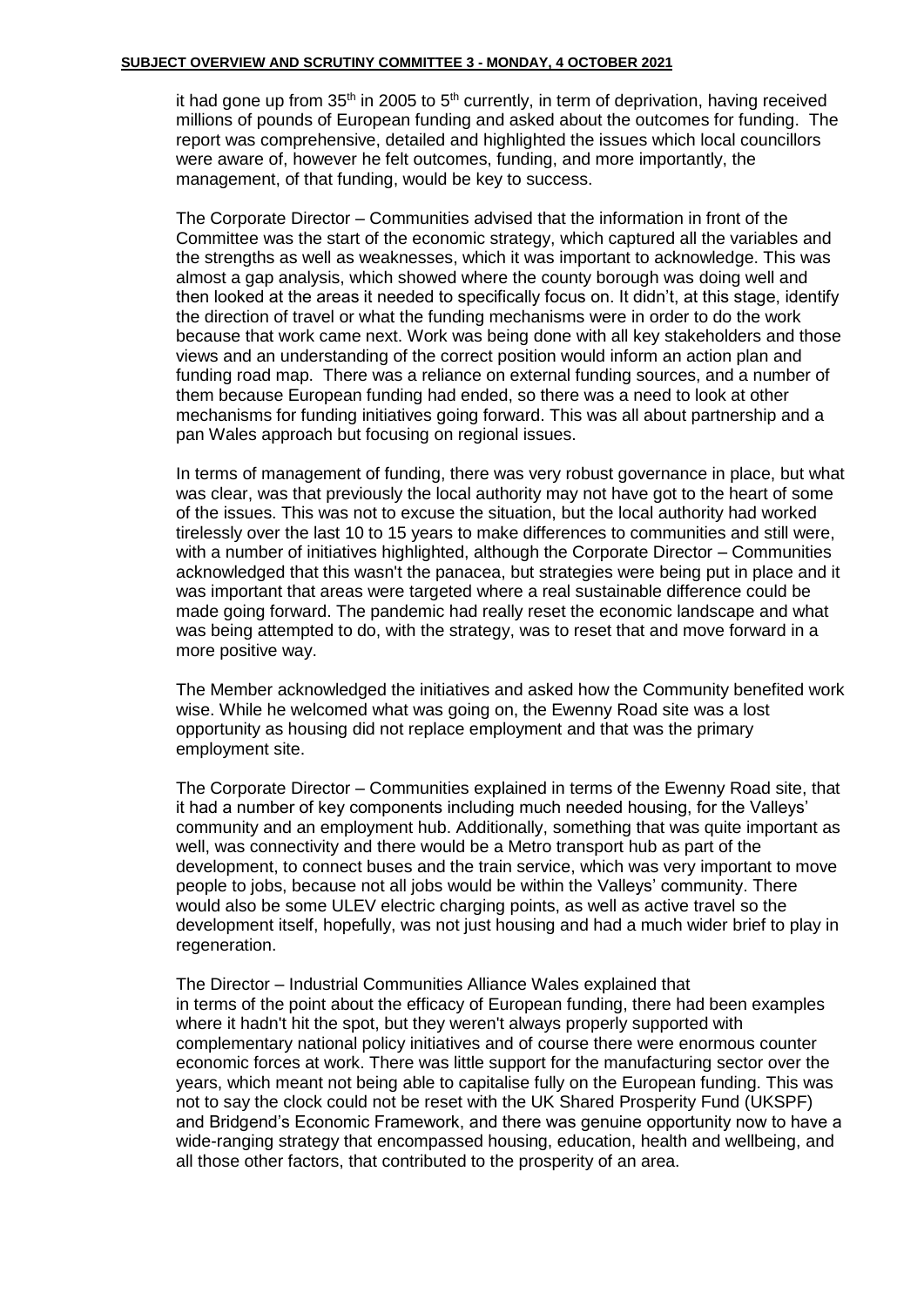it had gone up from 35th in 2005 to 5th currently, in term of deprivation, having received millions of pounds of European funding and asked about the outcomes for funding. The report was comprehensive, detailed and highlighted the issues which local councillors were aware of, however he felt outcomes, funding, and more importantly, the management, of that funding, would be key to success.

The Corporate Director – Communities advised that the information in front of the Committee was the start of the economic strategy, which captured all the variables and the strengths as well as weaknesses, which it was important to acknowledge. This was almost a gap analysis, which showed where the county borough was doing well and then looked at the areas it needed to specifically focus on. It didn't, at this stage, identify the direction of travel or what the funding mechanisms were in order to do the work because that work came next. Work was being done with all key stakeholders and those views and an understanding of the correct position would inform an action plan and funding road map. There was a reliance on external funding sources, and a number of them because European funding had ended, so there was a need to look at other mechanisms for funding initiatives going forward. This was all about partnership and a pan Wales approach but focusing on regional issues.

In terms of management of funding, there was very robust governance in place, but what was clear, was that previously the local authority may not have got to the heart of some of the issues. This was not to excuse the situation, but the local authority had worked tirelessly over the last 10 to 15 years to make differences to communities and still were, with a number of initiatives highlighted, although the Corporate Director – Communities acknowledged that this wasn't the panacea, but strategies were being put in place and it was important that areas were targeted where a real sustainable difference could be made going forward. The pandemic had really reset the economic landscape and what was being attempted to do, with the strategy, was to reset that and move forward in a more positive way.

The Member acknowledged the initiatives and asked how the Community benefited work wise. While he welcomed what was going on, the Ewenny Road site was a lost opportunity as housing did not replace employment and that was the primary employment site.

The Corporate Director – Communities explained in terms of the Ewenny Road site, that it had a number of key components including much needed housing, for the Valleys' community and an employment hub. Additionally, something that was quite important as well, was connectivity and there would be a Metro transport hub as part of the development, to connect buses and the train service, which was very important to move people to jobs, because not all jobs would be within the Valleys' community. There would also be some ULEV electric charging points, as well as active travel so the development itself, hopefully, was not just housing and had a much wider brief to play in regeneration.

The Director – Industrial Communities Alliance Wales explained that in terms of the point about the efficacy of European funding, there had been examples where it hadn't hit the spot, but they weren't always properly supported with complementary national policy initiatives and of course there were enormous counter economic forces at work. There was little support for the manufacturing sector over the years, which meant not being able to capitalise fully on the European funding. This was not to say the clock could not be reset with the UK Shared Prosperity Fund (UKSPF) and Bridgend's Economic Framework, and there was genuine opportunity now to have a wide-ranging strategy that encompassed housing, education, health and wellbeing, and all those other factors, that contributed to the prosperity of an area.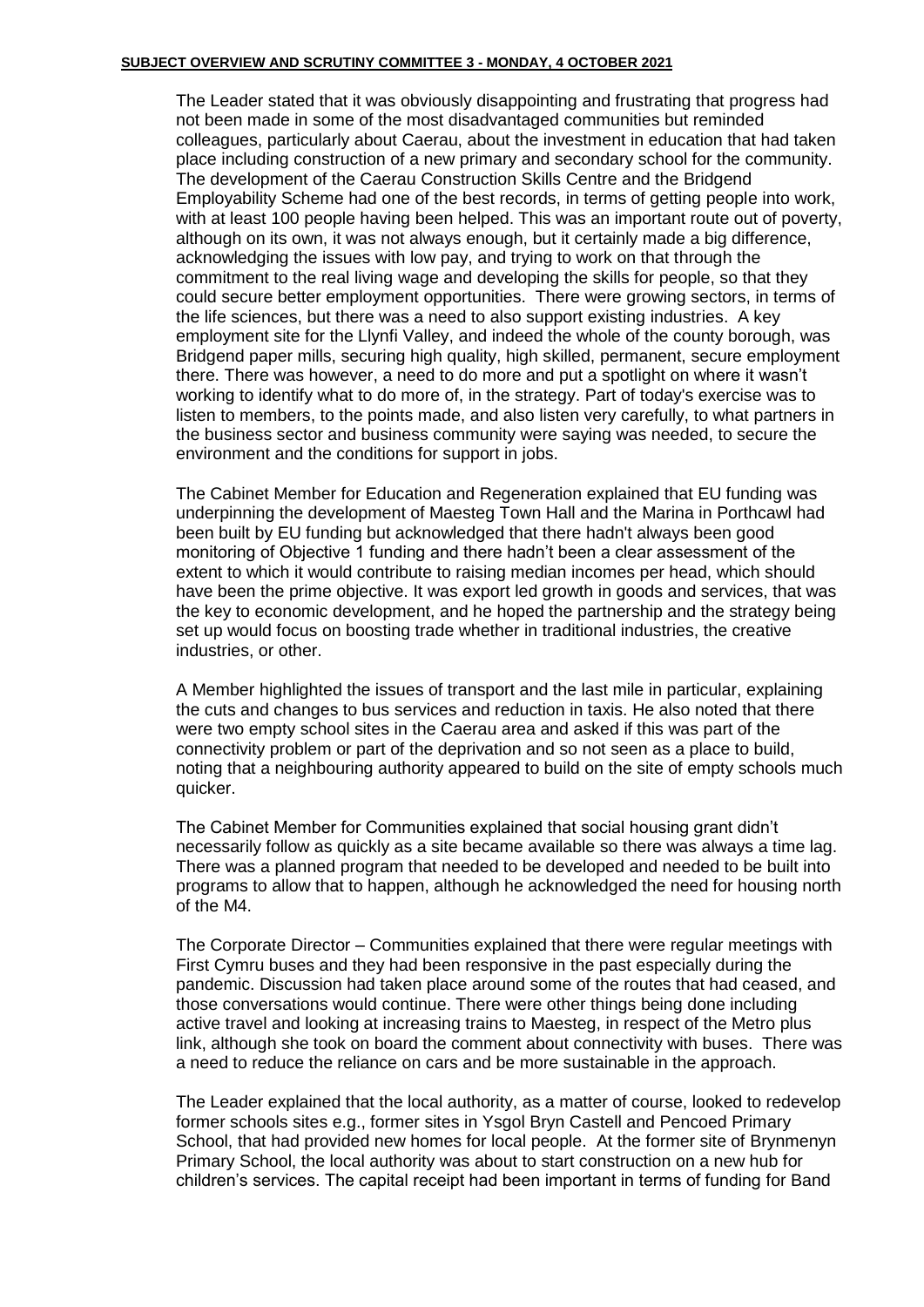The Leader stated that it was obviously disappointing and frustrating that progress had not been made in some of the most disadvantaged communities but reminded colleagues, particularly about Caerau, about the investment in education that had taken place including construction of a new primary and secondary school for the community. The development of the Caerau Construction Skills Centre and the Bridgend Employability Scheme had one of the best records, in terms of getting people into work, with at least 100 people having been helped. This was an important route out of poverty, although on its own, it was not always enough, but it certainly made a big difference, acknowledging the issues with low pay, and trying to work on that through the commitment to the real living wage and developing the skills for people, so that they could secure better employment opportunities. There were growing sectors, in terms of the life sciences, but there was a need to also support existing industries. A key employment site for the Llynfi Valley, and indeed the whole of the county borough, was Bridgend paper mills, securing high quality, high skilled, permanent, secure employment there. There was however, a need to do more and put a spotlight on where it wasn't working to identify what to do more of, in the strategy. Part of today's exercise was to listen to members, to the points made, and also listen very carefully, to what partners in the business sector and business community were saying was needed, to secure the environment and the conditions for support in jobs.

The Cabinet Member for Education and Regeneration explained that EU funding was underpinning the development of Maesteg Town Hall and the Marina in Porthcawl had been built by EU funding but acknowledged that there hadn't always been good monitoring of Objective 1 funding and there hadn't been a clear assessment of the extent to which it would contribute to raising median incomes per head, which should have been the prime objective. It was export led growth in goods and services, that was the key to economic development, and he hoped the partnership and the strategy being set up would focus on boosting trade whether in traditional industries, the creative industries, or other.

A Member highlighted the issues of transport and the last mile in particular, explaining the cuts and changes to bus services and reduction in taxis. He also noted that there were two empty school sites in the Caerau area and asked if this was part of the connectivity problem or part of the deprivation and so not seen as a place to build, noting that a neighbouring authority appeared to build on the site of empty schools much quicker.

The Cabinet Member for Communities explained that social housing grant didn't necessarily follow as quickly as a site became available so there was always a time lag. There was a planned program that needed to be developed and needed to be built into programs to allow that to happen, although he acknowledged the need for housing north of the M4.

The Corporate Director – Communities explained that there were regular meetings with First Cymru buses and they had been responsive in the past especially during the pandemic. Discussion had taken place around some of the routes that had ceased, and those conversations would continue. There were other things being done including active travel and looking at increasing trains to Maesteg, in respect of the Metro plus link, although she took on board the comment about connectivity with buses. There was a need to reduce the reliance on cars and be more sustainable in the approach.

The Leader explained that the local authority, as a matter of course, looked to redevelop former schools sites e.g., former sites in Ysgol Bryn Castell and Pencoed Primary School, that had provided new homes for local people. At the former site of Brynmenyn Primary School, the local authority was about to start construction on a new hub for children's services. The capital receipt had been important in terms of funding for Band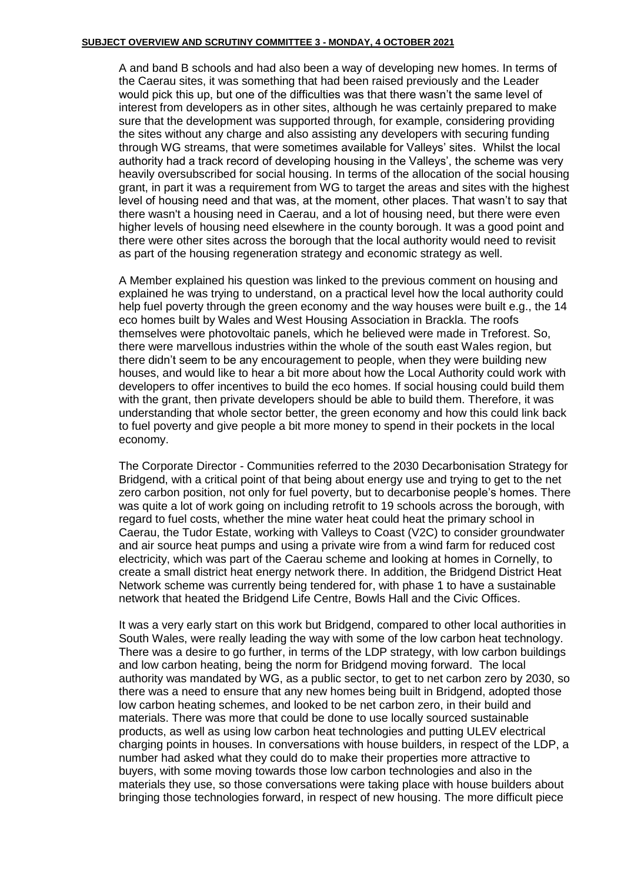A and band B schools and had also been a way of developing new homes. In terms of the Caerau sites, it was something that had been raised previously and the Leader would pick this up, but one of the difficulties was that there wasn't the same level of interest from developers as in other sites, although he was certainly prepared to make sure that the development was supported through, for example, considering providing the sites without any charge and also assisting any developers with securing funding through WG streams, that were sometimes available for Valleys' sites. Whilst the local authority had a track record of developing housing in the Valleys', the scheme was very heavily oversubscribed for social housing. In terms of the allocation of the social housing grant, in part it was a requirement from WG to target the areas and sites with the highest level of housing need and that was, at the moment, other places. That wasn't to say that there wasn't a housing need in Caerau, and a lot of housing need, but there were even higher levels of housing need elsewhere in the county borough. It was a good point and there were other sites across the borough that the local authority would need to revisit as part of the housing regeneration strategy and economic strategy as well.

A Member explained his question was linked to the previous comment on housing and explained he was trying to understand, on a practical level how the local authority could help fuel poverty through the green economy and the way houses were built e.g., the 14 eco homes built by Wales and West Housing Association in Brackla. The roofs themselves were photovoltaic panels, which he believed were made in Treforest. So, there were marvellous industries within the whole of the south east Wales region, but there didn't seem to be any encouragement to people, when they were building new houses, and would like to hear a bit more about how the Local Authority could work with developers to offer incentives to build the eco homes. If social housing could build them with the grant, then private developers should be able to build them. Therefore, it was understanding that whole sector better, the green economy and how this could link back to fuel poverty and give people a bit more money to spend in their pockets in the local economy.

The Corporate Director - Communities referred to the 2030 Decarbonisation Strategy for Bridgend, with a critical point of that being about energy use and trying to get to the net zero carbon position, not only for fuel poverty, but to decarbonise people's homes. There was quite a lot of work going on including retrofit to 19 schools across the borough, with regard to fuel costs, whether the mine water heat could heat the primary school in Caerau, the Tudor Estate, working with Valleys to Coast (V2C) to consider groundwater and air source heat pumps and using a private wire from a wind farm for reduced cost electricity, which was part of the Caerau scheme and looking at homes in Cornelly, to create a small district heat energy network there. In addition, the Bridgend District Heat Network scheme was currently being tendered for, with phase 1 to have a sustainable network that heated the Bridgend Life Centre, Bowls Hall and the Civic Offices.

It was a very early start on this work but Bridgend, compared to other local authorities in South Wales, were really leading the way with some of the low carbon heat technology. There was a desire to go further, in terms of the LDP strategy, with low carbon buildings and low carbon heating, being the norm for Bridgend moving forward. The local authority was mandated by WG, as a public sector, to get to net carbon zero by 2030, so there was a need to ensure that any new homes being built in Bridgend, adopted those low carbon heating schemes, and looked to be net carbon zero, in their build and materials. There was more that could be done to use locally sourced sustainable products, as well as using low carbon heat technologies and putting ULEV electrical charging points in houses. In conversations with house builders, in respect of the LDP, a number had asked what they could do to make their properties more attractive to buyers, with some moving towards those low carbon technologies and also in the materials they use, so those conversations were taking place with house builders about bringing those technologies forward, in respect of new housing. The more difficult piece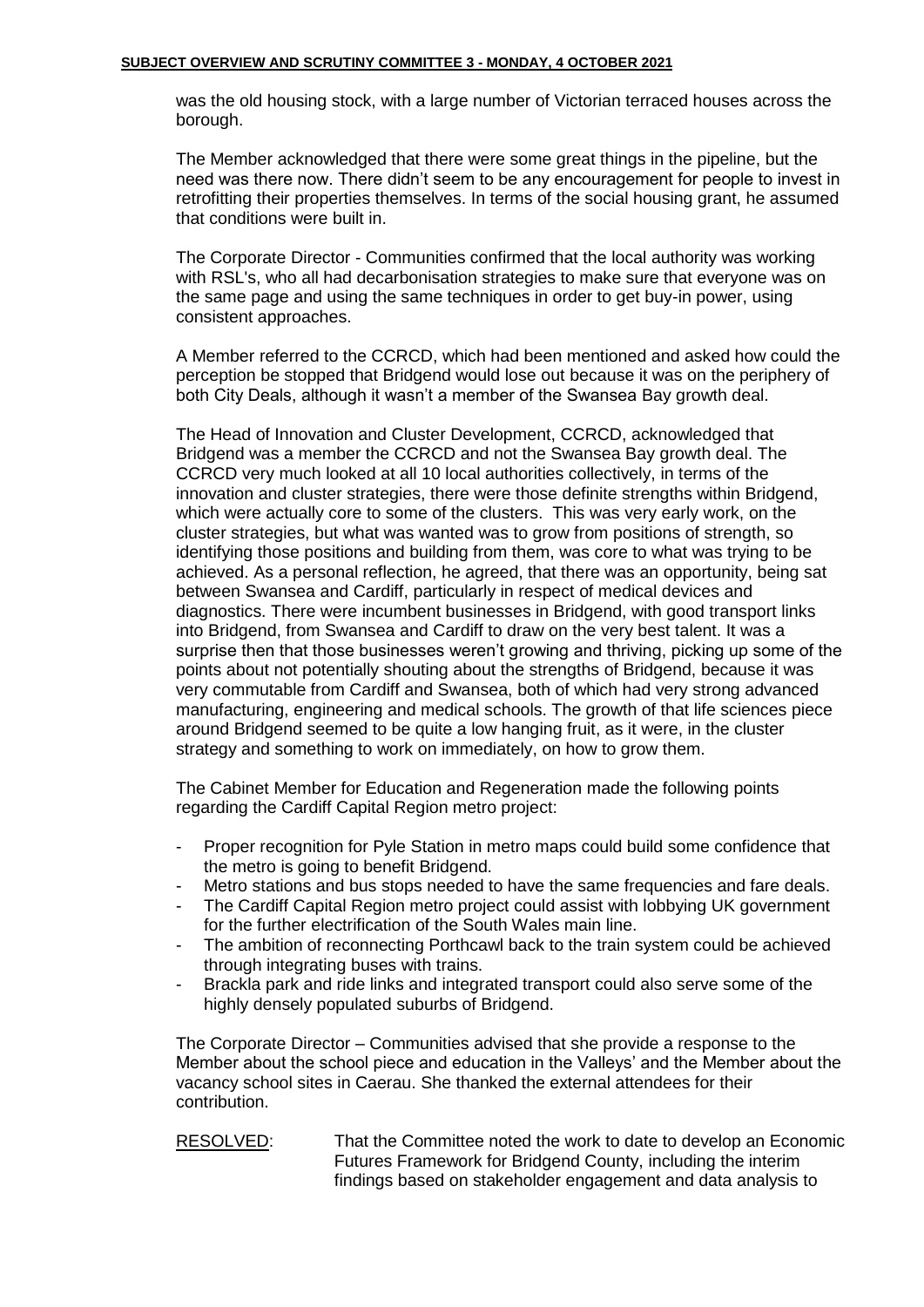was the old housing stock, with a large number of Victorian terraced houses across the borough.

The Member acknowledged that there were some great things in the pipeline, but the need was there now. There didn't seem to be any encouragement for people to invest in retrofitting their properties themselves. In terms of the social housing grant, he assumed that conditions were built in.

The Corporate Director - Communities confirmed that the local authority was working with RSL's, who all had decarbonisation strategies to make sure that everyone was on the same page and using the same techniques in order to get buy-in power, using consistent approaches.

A Member referred to the CCRCD, which had been mentioned and asked how could the perception be stopped that Bridgend would lose out because it was on the periphery of both City Deals, although it wasn't a member of the Swansea Bay growth deal.

The Head of Innovation and Cluster Development, CCRCD, acknowledged that Bridgend was a member the CCRCD and not the Swansea Bay growth deal. The CCRCD very much looked at all 10 local authorities collectively, in terms of the innovation and cluster strategies, there were those definite strengths within Bridgend, which were actually core to some of the clusters. This was very early work, on the cluster strategies, but what was wanted was to grow from positions of strength, so identifying those positions and building from them, was core to what was trying to be achieved. As a personal reflection, he agreed, that there was an opportunity, being sat between Swansea and Cardiff, particularly in respect of medical devices and diagnostics. There were incumbent businesses in Bridgend, with good transport links into Bridgend, from Swansea and Cardiff to draw on the very best talent. It was a surprise then that those businesses weren't growing and thriving, picking up some of the points about not potentially shouting about the strengths of Bridgend, because it was very commutable from Cardiff and Swansea, both of which had very strong advanced manufacturing, engineering and medical schools. The growth of that life sciences piece around Bridgend seemed to be quite a low hanging fruit, as it were, in the cluster strategy and something to work on immediately, on how to grow them.

The Cabinet Member for Education and Regeneration made the following points regarding the Cardiff Capital Region metro project:

- Proper recognition for Pyle Station in metro maps could build some confidence that the metro is going to benefit Bridgend.
- Metro stations and bus stops needed to have the same frequencies and fare deals.
- The Cardiff Capital Region metro project could assist with lobbying UK government for the further electrification of the South Wales main line.
- The ambition of reconnecting Porthcawl back to the train system could be achieved through integrating buses with trains.
- Brackla park and ride links and integrated transport could also serve some of the highly densely populated suburbs of Bridgend.

The Corporate Director – Communities advised that she provide a response to the Member about the school piece and education in the Valleys' and the Member about the vacancy school sites in Caerau. She thanked the external attendees for their contribution.

RESOLVED: That the Committee noted the work to date to develop an Economic Futures Framework for Bridgend County, including the interim findings based on stakeholder engagement and data analysis to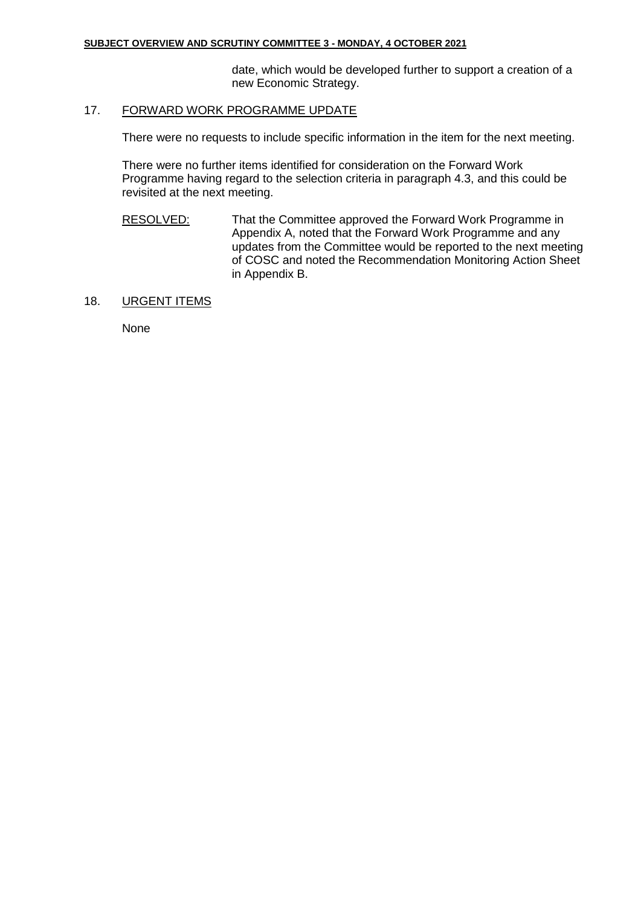date, which would be developed further to support a creation of a new Economic Strategy.

## 17. FORWARD WORK PROGRAMME UPDATE

There were no requests to include specific information in the item for the next meeting.

There were no further items identified for consideration on the Forward Work Programme having regard to the selection criteria in paragraph 4.3, and this could be revisited at the next meeting.

RESOLVED: That the Committee approved the Forward Work Programme in Appendix A, noted that the Forward Work Programme and any updates from the Committee would be reported to the next meeting of COSC and noted the Recommendation Monitoring Action Sheet in Appendix B.

## 18. URGENT ITEMS

None